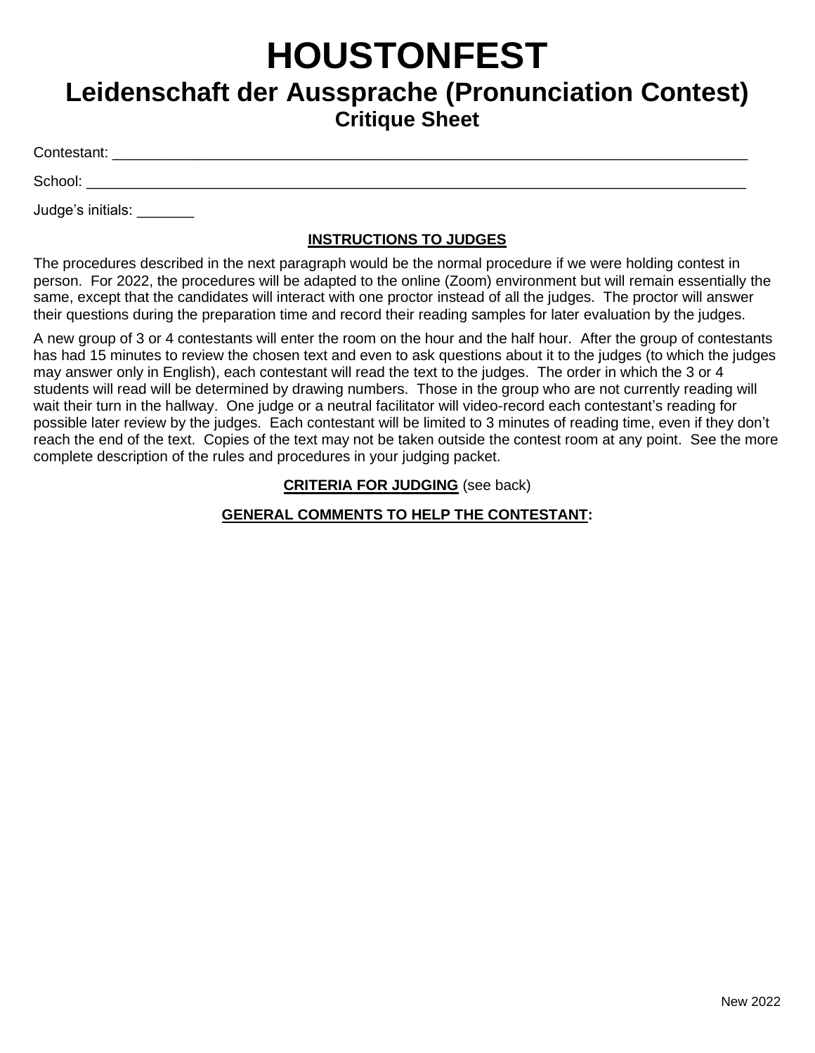# HOUSTONFEST

## Leidenschaft der Aussprache (Pronunciation Contest)

### Critique Sheet

Contestant: ___________________________________________________________________________

School: ______________________________________________________________________________

Judge's initials: _______

**INSTRUCTIONS TO JUDGES**

The procedures described in the next paragraph would be the normal procedure if we were holding contest in person. For 2022, the procedures will be adapted to the online (Zoom) environment but will remain essentially the same, except that the candidates will interact with one proctor instead of all the judges. The proctor will answer their questions during the preparation time and record their reading samples for later evaluation by the judges.

A new group of 3 or 4 contestants will enter the room on the hour and the half hour. After the group of contestants has had 15 minutes to review the chosen text and even to ask questions about it to the judges (to which the judges may answer only in English), each contestant will read the text to the judges. The order in which the 3 or 4 students will read will be determined by drawing numbers. Those in the group who are not currently reading will wait their turn in the hallway. One judge or a neutral facilitator will video-record each contestant's reading for possible later review by the judges. Each contestant will be limited to 3 minutes of reading time, even if they don't reach the end of the text. Copies of the text may not be taken outside the contest room at any point. See the more complete description of the rules and procedures in your judging packet.

**CRITERIA FOR JUDGING** (see back)

**GENERAL COMMENTS TO HELP THE CONTESTANT:**

New 2022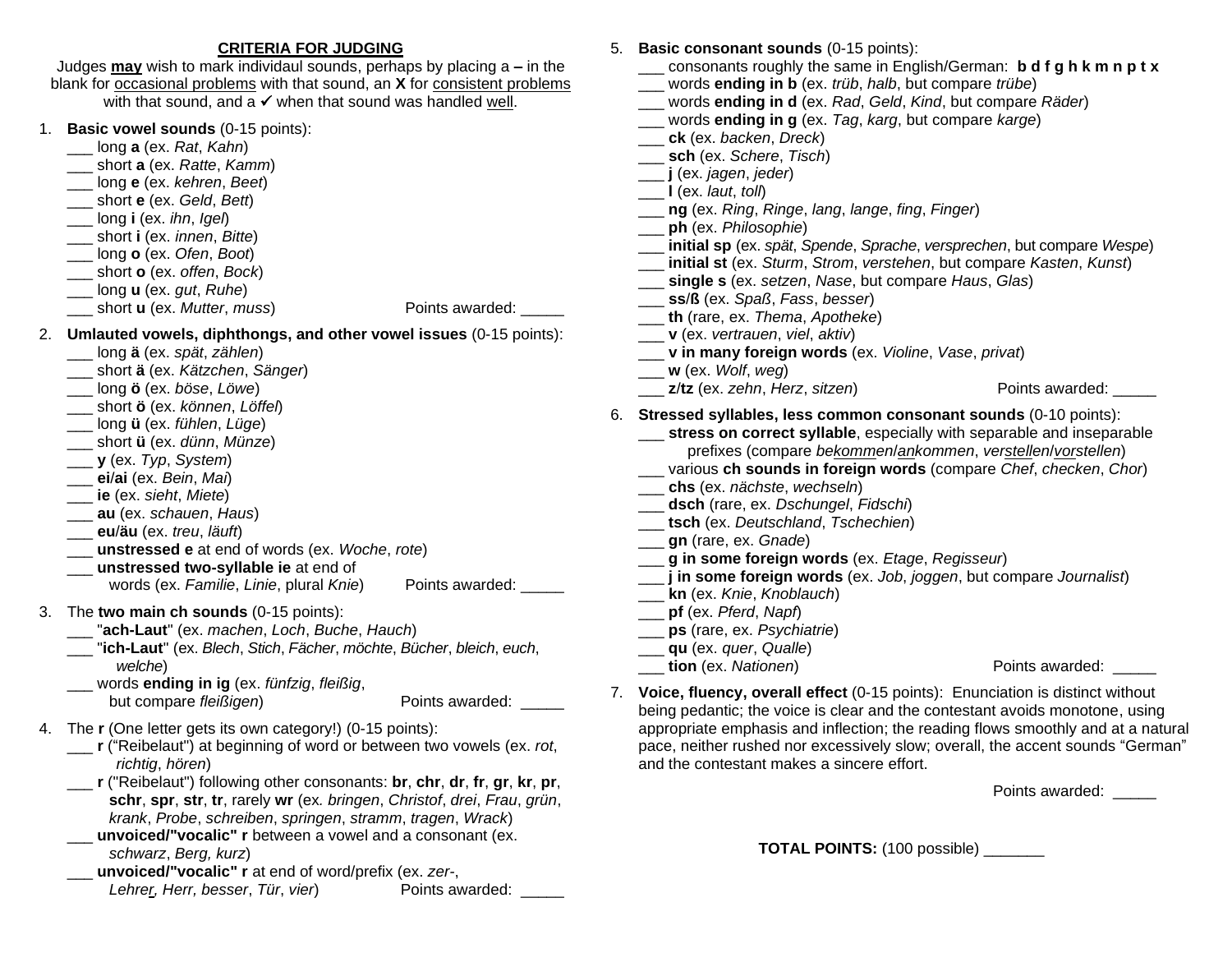## CRITERIA FOR JUDGING

Judges **may** wish to mark individaul sounds, perhaps by placing a **–** in the blank for occasional problems with that sound, an **X** for consistent problems with that sound, and a ✔ when that sound was handled well.

1. **Basic vowel sounds** (0-15 points):
   - ___ long **a** (ex. *Rat*, *Kahn*)
   - ___ short **a** (ex. *Ratte*, *Kamm*)
   - ___ long **e** (ex. *kehren*, *Beet*)
   - ___ short **e** (ex. *Geld*, *Bett*)
   - ___ long **i** (ex. *ihn*, *Igel*)
   - ___ short **i** (ex. *innen*, *Bitte*)
   - ___ long **o** (ex. *Ofen*, *Boot*)
   - ___ short **o** (ex. *offen*, *Bock*)
   - ___ long **u** (ex. *gut*, *Ruhe*)
   - ___ short **u** (ex. *Mutter*, *muss*) Points awarded: _____

2. **Umlauted vowels, diphthongs, and other vowel issues** (0-15 points):
   - ___ long **ä** (ex. *spät*, *zählen*)
   - ___ short **ä** (ex. *Kätzchen*, *Sänger*)
   - ___ long **ö** (ex. *böse*, *Löwe*)
   - ___ short **ö** (ex. *können*, *Löffel*)
   - ___ long **ü** (ex. *fühlen*, *Lüge*)
   - ___ short **ü** (ex. *dünn*, *Münze*)
   - ___ **y** (ex. *Typ*, *System*)
   - ___ **ei**/**ai** (ex. *Bein*, *Mai*)
   - ___ **ie** (ex. *sieht*, *Miete*)
   - ___ **au** (ex. *schauen*, *Haus*)
   - ___ **eu**/**äu** (ex. *treu*, *läuft*)
   - ___ **unstressed e** at end of words (ex. *Woche*, *rote*)
   - ___ **unstressed two-syllable ie** at end of words (ex. *Familie*, *Linie*, plural *Knie*) Points awarded: _____

3. The **two main ch sounds** (0-15 points):
   - ___ "**ach-Laut**" (ex. *machen*, *Loch*, *Buche*, *Hauch*)
   - ___ "**ich-Laut**" (ex. *Blech*, *Stich*, *Fächer*, *möchte*, *Bücher*, *bleich*, *euch*, *welche*)
   - ___ words **ending in ig** (ex. *fünfzig*, *fleißig*, but compare *fleißigen*) Points awarded: _____

4. The **r** (One letter gets its own category!) (0-15 points):
   - ___ **r** ("Reibelaut") at beginning of word or between two vowels (ex. *rot*, *richtig*, *hören*)
   - ___ **r** ("Reibelaut") following other consonants: **br**, **chr**, **dr**, **fr**, **gr**, **kr**, **pr**, **schr**, **spr**, **str**, **tr**, rarely **wr** (ex. *bringen*, *Christof*, *drei*, *Frau*, *grün*, *krank*, *Probe*, *schreiben*, *springen*, *stramm*, *tragen*, *Wrack*)
   - ___ **unvoiced/"vocalic" r** between a vowel and a consonant (ex. *schwarz*, *Berg, kurz*)
   - ___ **unvoiced/"vocalic" r** at end of word/prefix (ex. *zer-*, *Lehrer, Herr, besser*, *Tür*, *vier*) Points awarded: _____

5. **Basic consonant sounds** (0-15 points):
   - ___ consonants roughly the same in English/German: **b d f g h k m n p t x**
   - ___ words **ending in b** (ex. *trüb*, *halb*, but compare *trübe*)
   - ___ words **ending in d** (ex. *Rad*, *Geld*, *Kind*, but compare *Räder*)
   - ___ words **ending in g** (ex. *Tag*, *karg*, but compare *karge*)
   - ___ **ck** (ex. *backen*, *Dreck*)
   - ___ **sch** (ex. *Schere*, *Tisch*)
   - ___ **j** (ex. *jagen*, *jeder*)
   - ___ **l** (ex. *laut*, *toll*)
   - ___ **ng** (ex. *Ring*, *Ringe*, *lang*, *lange*, *fing*, *Finger*)
   - ___ **ph** (ex. *Philosophie*)
   - ___ **initial sp** (ex. *spät*, *Spende*, *Sprache*, *versprechen*, but compare *Wespe*)
   - ___ **initial st** (ex. *Sturm*, *Strom*, *verstehen*, but compare *Kasten*, *Kunst*)
   - ___ **single s** (ex. *setzen*, *Nase*, but compare *Haus*, *Glas*)
   - ___ **ss**/**ß** (ex. *Spaß*, *Fass*, *besser*)
   - ___ **th** (rare, ex. *Thema*, *Apotheke*)
   - ___ **v** (ex. *vertrauen*, *viel*, *aktiv*)
   - ___ **v in many foreign words** (ex. *Violine*, *Vase*, *privat*)
   - ___ **w** (ex. *Wolf*, *weg*)
   - ___ **z**/**tz** (ex. *zehn*, *Herz*, *sitzen*) Points awarded: _____

6. **Stressed syllables, less common consonant sounds** (0-10 points):
   - ___ **stress on correct syllable**, especially with separable and inseparable prefixes (compare *bekommen*/*ankommen*, *verstellen*/*vorstellen*)
   - ___ various **ch sounds in foreign words** (compare *Chef*, *checken*, *Chor*)
   - ___ **chs** (ex. *nächste*, *wechseln*)
   - ___ **dsch** (rare, ex. *Dschungel*, *Fidschi*)
   - ___ **tsch** (ex. *Deutschland*, *Tschechien*)
   - ___ **gn** (rare, ex. *Gnade*)
   - ___ **g in some foreign words** (ex. *Etage*, *Regisseur*)
   - ___ **j in some foreign words** (ex. *Job*, *joggen*, but compare *Journalist*)
   - ___ **kn** (ex. *Knie*, *Knoblauch*)
   - ___ **pf** (ex. *Pferd*, *Napf*)
   - ___ **ps** (rare, ex. *Psychiatrie*)
   - ___ **qu** (ex. *quer*, *Qualle*)
   - ___ **tion** (ex. *Nationen*) Points awarded: _____

7. **Voice, fluency, overall effect** (0-15 points): Enunciation is distinct without being pedantic; the voice is clear and the contestant avoids monotone, using appropriate emphasis and inflection; the reading flows smoothly and at a natural pace, neither rushed nor excessively slow; overall, the accent sounds "German" and the contestant makes a sincere effort.

   Points awarded: _____

**TOTAL POINTS:** (100 possible) _______